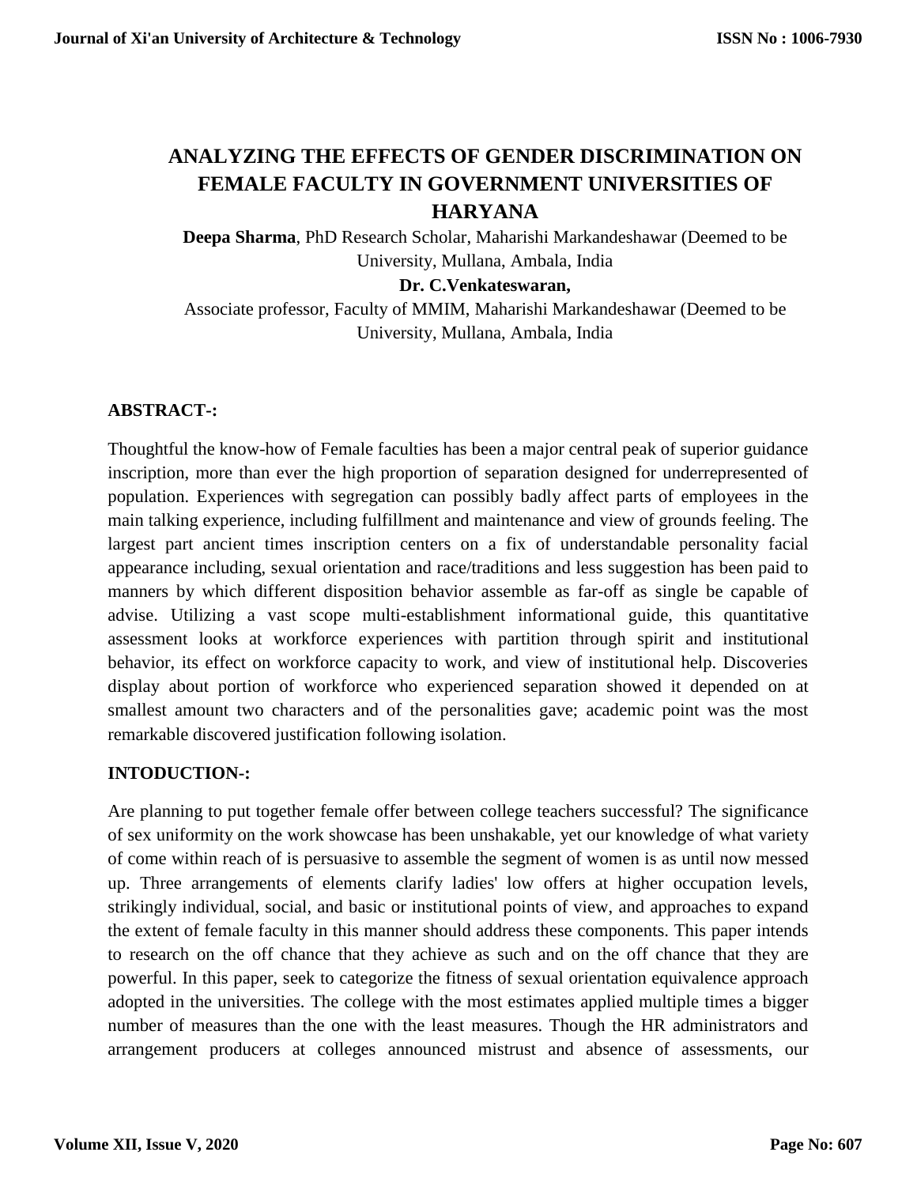# ANALYZING THE EFFECTS OF GENDER DISCRIMINATION ON FEMALE FACULTY IN GOVERNMENT UNIVERSITIES OF HARYANA

**Deepa Sharma**, PhD Research Scholar, Maharishi Markandeshawar (Deemed to be University, Mullana, Ambala, India

**Dr. C.Venkateswaran,**

Associate professor, Faculty of MMIM, Maharishi Markandeshawar (Deemed to be University, Mullana, Ambala, India

## ABSTRACT-:

Thoughtful the know-how of Female faculties has been a major central peak of superior guidance inscription, more than ever the high proportion of separation designed for underrepresented of population. Experiences with segregation can possibly badly affect parts of employees in the main talking experience, including fulfillment and maintenance and view of grounds feeling. The largest part ancient times inscription centers on a fix of understandable personality facial appearance including, sexual orientation and race/traditions and less suggestion has been paid to manners by which different disposition behavior assemble as far-off as single be capable of advise. Utilizing a vast scope multi-establishment informational guide, this quantitative assessment looks at workforce experiences with partition through spirit and institutional behavior, its effect on workforce capacity to work, and view of institutional help. Discoveries display about portion of workforce who experienced separation showed it depended on at smallest amount two characters and of the personalities gave; academic point was the most remarkable discovered justification following isolation.

## INTODUCTION-:

Are planning to put together female offer between college teachers successful? The significance of sex uniformity on the work showcase has been unshakable, yet our knowledge of what variety of come within reach of is persuasive to assemble the segment of women is as until now messed up. Three arrangements of elements clarify ladies' low offers at higher occupation levels, strikingly individual, social, and basic or institutional points of view, and approaches to expand the extent of female faculty in this manner should address these components. This paper intends to research on the off chance that they achieve as such and on the off chance that they are powerful. In this paper, seek to categorize the fitness of sexual orientation equivalence approach adopted in the universities. The college with the most estimates applied multiple times a bigger number of measures than the one with the least measures. Though the HR administrators and arrangement producers at colleges announced mistrust and absence of assessments, our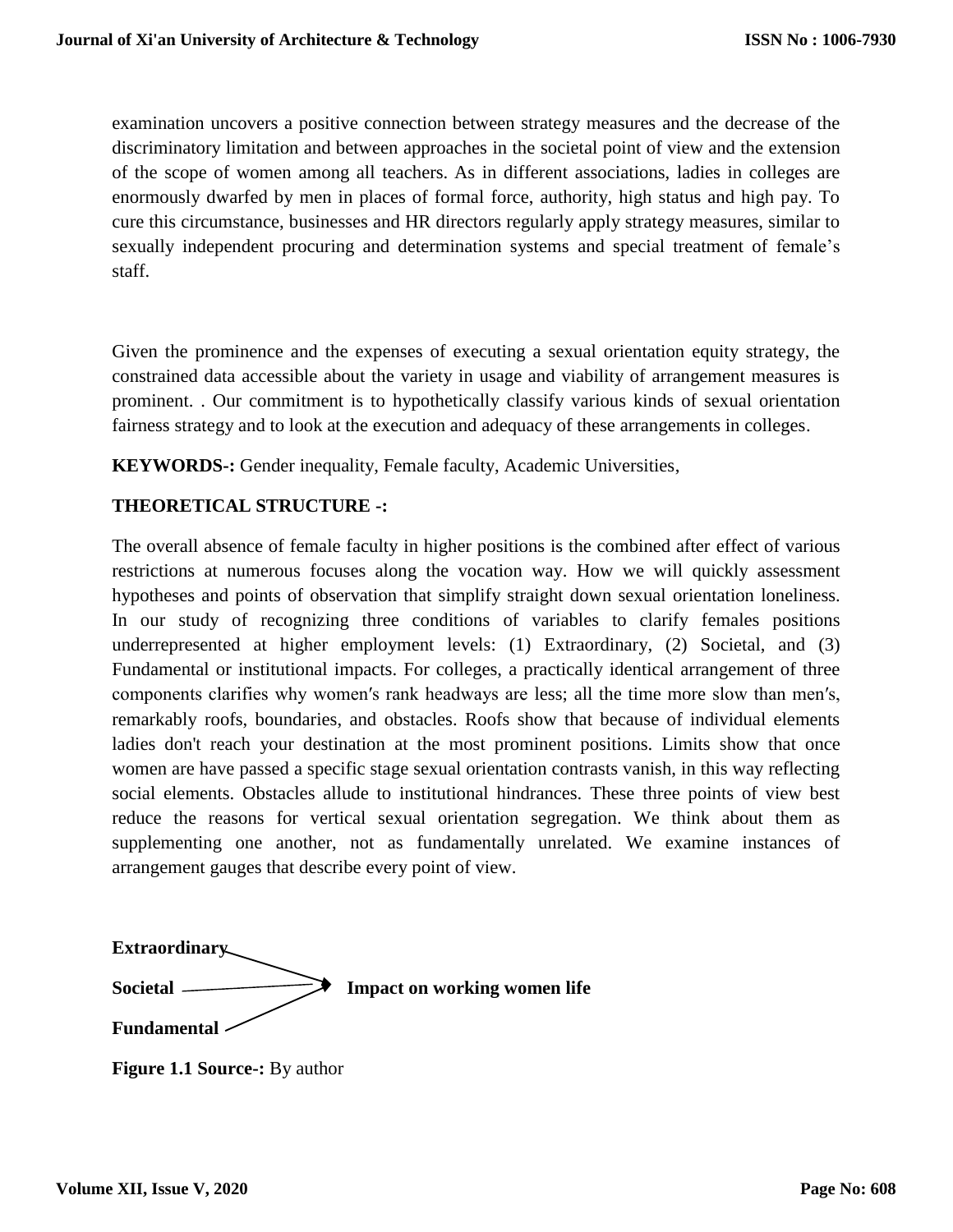examination uncovers a positive connection between strategy measures and the decrease of the discriminatory limitation and between approaches in the societal point of view and the extension of the scope of women among all teachers. As in different associations, ladies in colleges are enormously dwarfed by men in places of formal force, authority, high status and high pay. To cure this circumstance, businesses and HR directors regularly apply strategy measures, similar to sexually independent procuring and determination systems and special treatment of female's staff.

Given the prominence and the expenses of executing a sexual orientation equity strategy, the constrained data accessible about the variety in usage and viability of arrangement measures is prominent. . Our commitment is to hypothetically classify various kinds of sexual orientation fairness strategy and to look at the execution and adequacy of these arrangements in colleges.

**KEYWORDS-:** Gender inequality, Female faculty, Academic Universities,

**THEORETICAL STRUCTURE -:**

The overall absence of female faculty in higher positions is the combined after effect of various restrictions at numerous focuses along the vocation way. How we will quickly assessment hypotheses and points of observation that simplify straight down sexual orientation loneliness. In our study of recognizing three conditions of variables to clarify females positions underrepresented at higher employment levels: (1) Extraordinary, (2) Societal, and (3) Fundamental or institutional impacts. For colleges, a practically identical arrangement of three components clarifies why women′s rank headways are less; all the time more slow than men′s, remarkably roofs, boundaries, and obstacles. Roofs show that because of individual elements ladies don't reach your destination at the most prominent positions. Limits show that once women are have passed a specific stage sexual orientation contrasts vanish, in this way reflecting social elements. Obstacles allude to institutional hindrances. These three points of view best reduce the reasons for vertical sexual orientation segregation. We think about them as supplementing one another, not as fundamentally unrelated. We examine instances of arrangement gauges that describe every point of view.

**Extraordinary** → **Impact on working women life**

**Societal** → **Impact on working women life**

**Fundamental** → **Impact on working women life**

**Figure 1.1 Source-:** By author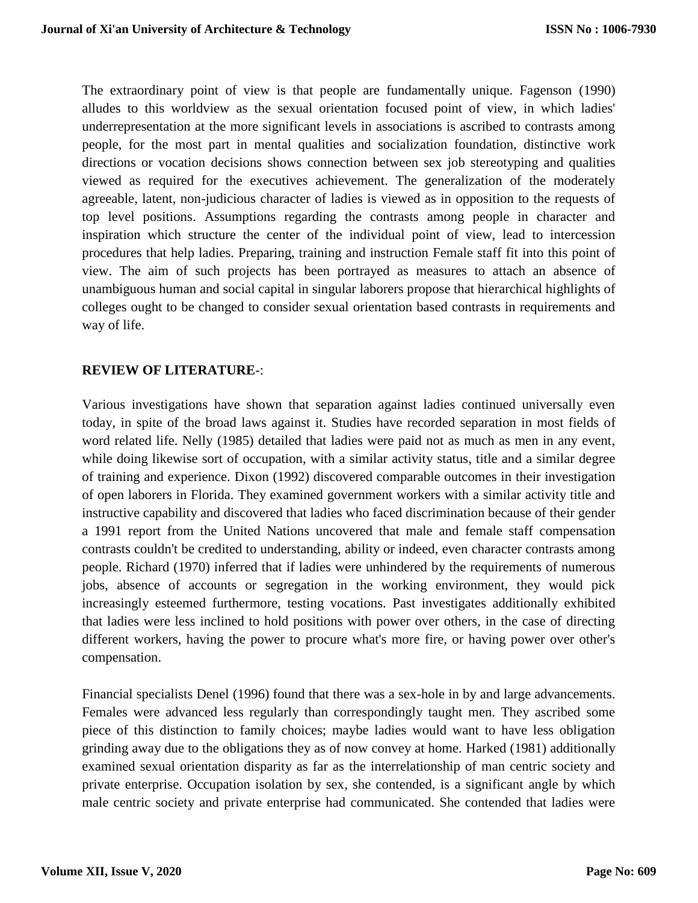The extraordinary point of view is that people are fundamentally unique. Fagenson (1990) alludes to this worldview as the sexual orientation focused point of view, in which ladies' underrepresentation at the more significant levels in associations is ascribed to contrasts among people, for the most part in mental qualities and socialization foundation, distinctive work directions or vocation decisions shows connection between sex job stereotyping and qualities viewed as required for the executives achievement. The generalization of the moderately agreeable, latent, non-judicious character of ladies is viewed as in opposition to the requests of top level positions. Assumptions regarding the contrasts among people in character and inspiration which structure the center of the individual point of view, lead to intercession procedures that help ladies. Preparing, training and instruction Female staff fit into this point of view. The aim of such projects has been portrayed as measures to attach an absence of unambiguous human and social capital in singular laborers propose that hierarchical highlights of colleges ought to be changed to consider sexual orientation based contrasts in requirements and way of life.

**REVIEW OF LITERATURE**-:

Various investigations have shown that separation against ladies continued universally even today, in spite of the broad laws against it. Studies have recorded separation in most fields of word related life. Nelly (1985) detailed that ladies were paid not as much as men in any event, while doing likewise sort of occupation, with a similar activity status, title and a similar degree of training and experience. Dixon (1992) discovered comparable outcomes in their investigation of open laborers in Florida. They examined government workers with a similar activity title and instructive capability and discovered that ladies who faced discrimination because of their gender a 1991 report from the United Nations uncovered that male and female staff compensation contrasts couldn't be credited to understanding, ability or indeed, even character contrasts among people. Richard (1970) inferred that if ladies were unhindered by the requirements of numerous jobs, absence of accounts or segregation in the working environment, they would pick increasingly esteemed furthermore, testing vocations. Past investigates additionally exhibited that ladies were less inclined to hold positions with power over others, in the case of directing different workers, having the power to procure what's more fire, or having power over other's compensation.

Financial specialists Denel (1996) found that there was a sex-hole in by and large advancements. Females were advanced less regularly than correspondingly taught men. They ascribed some piece of this distinction to family choices; maybe ladies would want to have less obligation grinding away due to the obligations they as of now convey at home. Harked (1981) additionally examined sexual orientation disparity as far as the interrelationship of man centric society and private enterprise. Occupation isolation by sex, she contended, is a significant angle by which male centric society and private enterprise had communicated. She contended that ladies were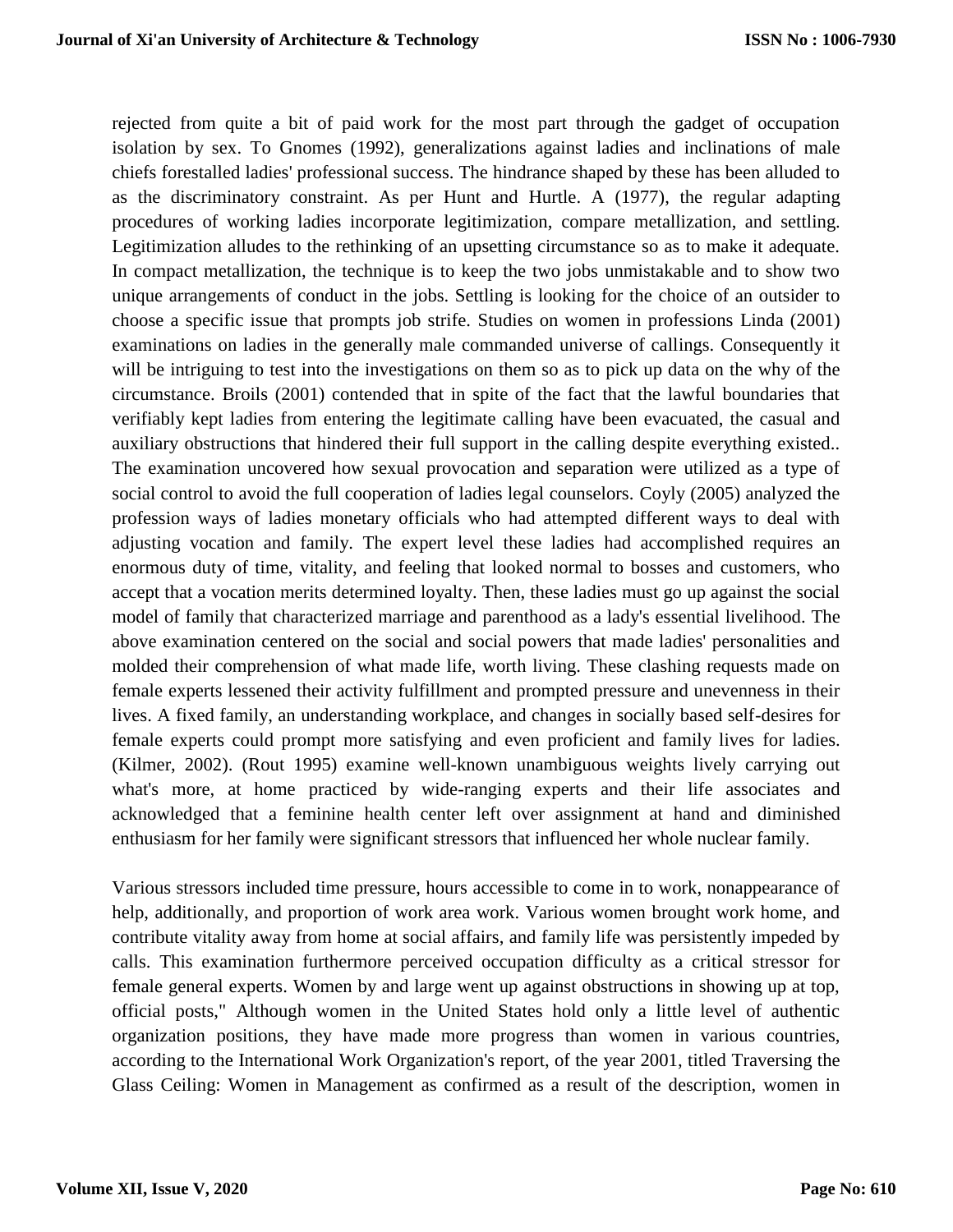rejected from quite a bit of paid work for the most part through the gadget of occupation isolation by sex. To Gnomes (1992), generalizations against ladies and inclinations of male chiefs forestalled ladies' professional success. The hindrance shaped by these has been alluded to as the discriminatory constraint. As per Hunt and Hurtle. A (1977), the regular adapting procedures of working ladies incorporate legitimization, compare metallization, and settling. Legitimization alludes to the rethinking of an upsetting circumstance so as to make it adequate. In compact metallization, the technique is to keep the two jobs unmistakable and to show two unique arrangements of conduct in the jobs. Settling is looking for the choice of an outsider to choose a specific issue that prompts job strife. Studies on women in professions Linda (2001) examinations on ladies in the generally male commanded universe of callings. Consequently it will be intriguing to test into the investigations on them so as to pick up data on the why of the circumstance. Broils (2001) contended that in spite of the fact that the lawful boundaries that verifiably kept ladies from entering the legitimate calling have been evacuated, the casual and auxiliary obstructions that hindered their full support in the calling despite everything existed.. The examination uncovered how sexual provocation and separation were utilized as a type of social control to avoid the full cooperation of ladies legal counselors. Coyly (2005) analyzed the profession ways of ladies monetary officials who had attempted different ways to deal with adjusting vocation and family. The expert level these ladies had accomplished requires an enormous duty of time, vitality, and feeling that looked normal to bosses and customers, who accept that a vocation merits determined loyalty. Then, these ladies must go up against the social model of family that characterized marriage and parenthood as a lady's essential livelihood. The above examination centered on the social and social powers that made ladies' personalities and molded their comprehension of what made life, worth living. These clashing requests made on female experts lessened their activity fulfillment and prompted pressure and unevenness in their lives. A fixed family, an understanding workplace, and changes in socially based self-desires for female experts could prompt more satisfying and even proficient and family lives for ladies. (Kilmer, 2002). (Rout 1995) examine well-known unambiguous weights lively carrying out what's more, at home practiced by wide-ranging experts and their life associates and acknowledged that a feminine health center left over assignment at hand and diminished enthusiasm for her family were significant stressors that influenced her whole nuclear family.

Various stressors included time pressure, hours accessible to come in to work, nonappearance of help, additionally, and proportion of work area work. Various women brought work home, and contribute vitality away from home at social affairs, and family life was persistently impeded by calls. This examination furthermore perceived occupation difficulty as a critical stressor for female general experts. Women by and large went up against obstructions in showing up at top, official posts," Although women in the United States hold only a little level of authentic organization positions, they have made more progress than women in various countries, according to the International Work Organization's report, of the year 2001, titled Traversing the Glass Ceiling: Women in Management as confirmed as a result of the description, women in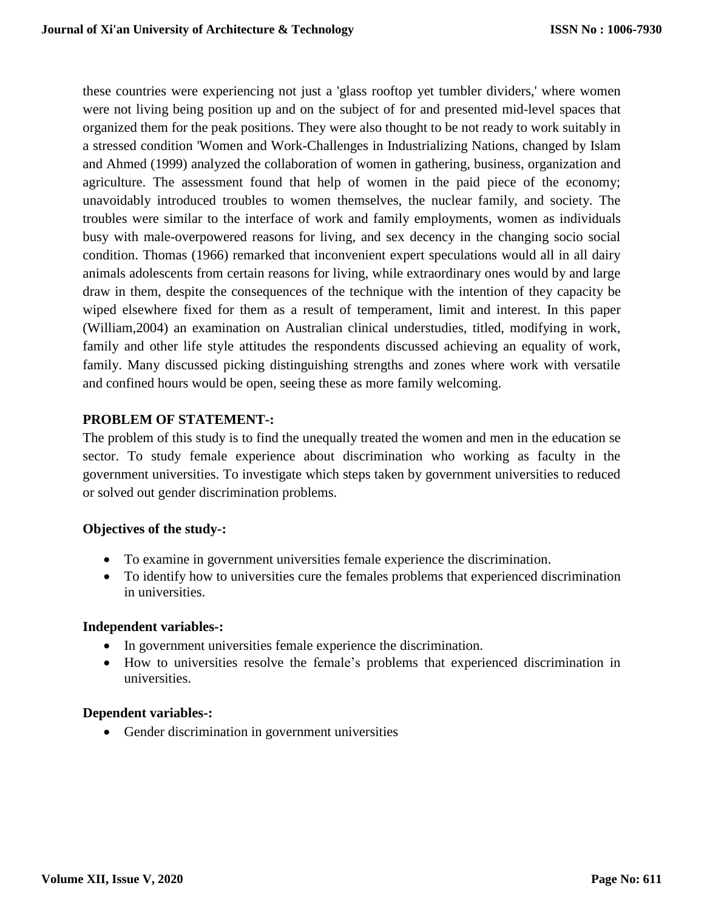these countries were experiencing not just a 'glass rooftop yet tumbler dividers,' where women were not living being position up and on the subject of for and presented mid-level spaces that organized them for the peak positions. They were also thought to be not ready to work suitably in a stressed condition 'Women and Work-Challenges in Industrializing Nations, changed by Islam and Ahmed (1999) analyzed the collaboration of women in gathering, business, organization and agriculture. The assessment found that help of women in the paid piece of the economy; unavoidably introduced troubles to women themselves, the nuclear family, and society. The troubles were similar to the interface of work and family employments, women as individuals busy with male-overpowered reasons for living, and sex decency in the changing socio social condition. Thomas (1966) remarked that inconvenient expert speculations would all in all dairy animals adolescents from certain reasons for living, while extraordinary ones would by and large draw in them, despite the consequences of the technique with the intention of they capacity be wiped elsewhere fixed for them as a result of temperament, limit and interest. In this paper (William,2004) an examination on Australian clinical understudies, titled, modifying in work, family and other life style attitudes the respondents discussed achieving an equality of work, family. Many discussed picking distinguishing strengths and zones where work with versatile and confined hours would be open, seeing these as more family welcoming.

**PROBLEM OF STATEMENT-:**

The problem of this study is to find the unequally treated the women and men in the education se sector. To study female experience about discrimination who working as faculty in the government universities. To investigate which steps taken by government universities to reduced or solved out gender discrimination problems.

**Objectives of the study-:**

- To examine in government universities female experience the discrimination.
- To identify how to universities cure the females problems that experienced discrimination in universities.

**Independent variables-:**

- In government universities female experience the discrimination.
- How to universities resolve the female's problems that experienced discrimination in universities.

**Dependent variables-:**

- Gender discrimination in government universities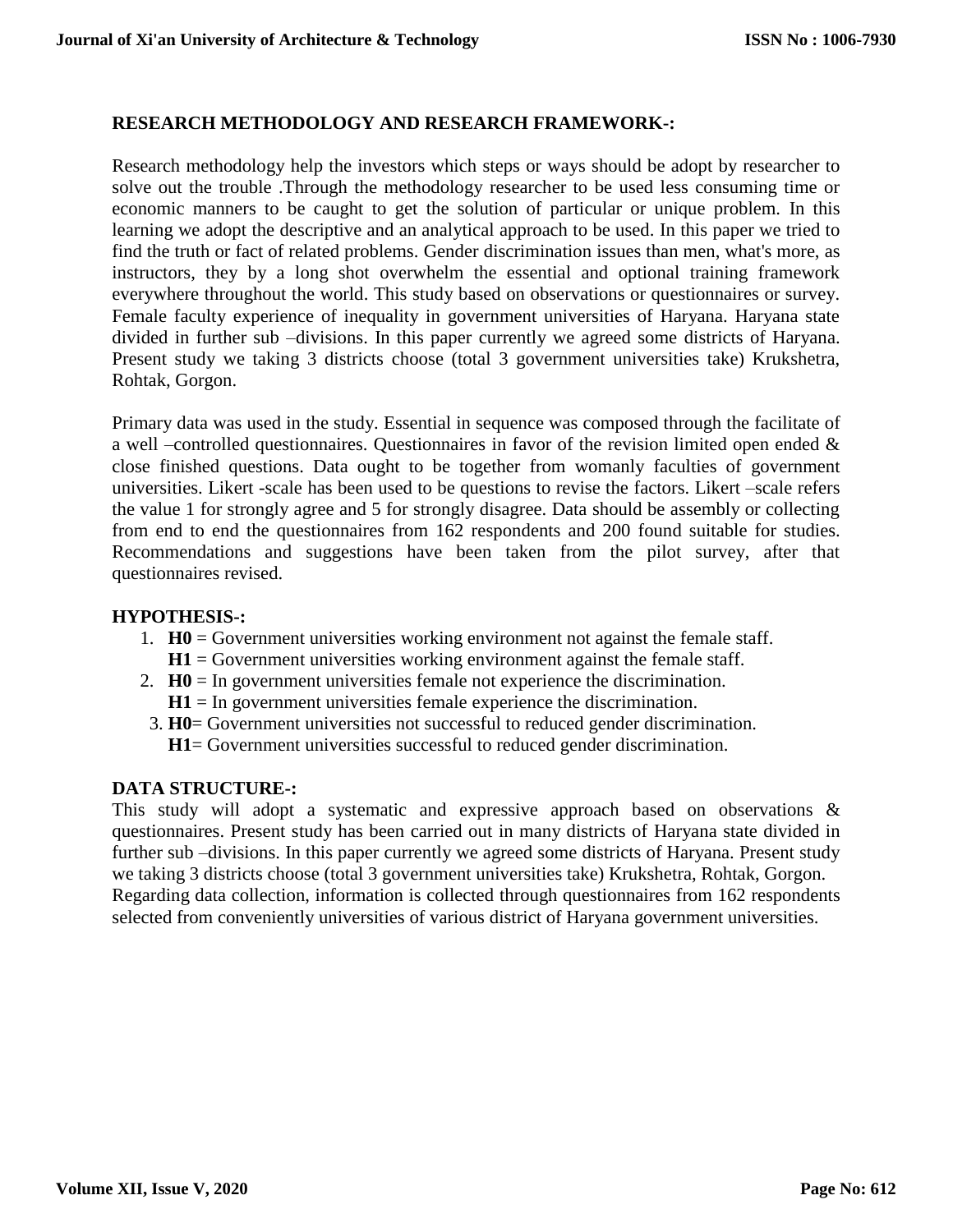## RESEARCH METHODOLOGY AND RESEARCH FRAMEWORK-:

Research methodology help the investors which steps or ways should be adopt by researcher to solve out the trouble .Through the methodology researcher to be used less consuming time or economic manners to be caught to get the solution of particular or unique problem. In this learning we adopt the descriptive and an analytical approach to be used. In this paper we tried to find the truth or fact of related problems. Gender discrimination issues than men, what's more, as instructors, they by a long shot overwhelm the essential and optional training framework everywhere throughout the world. This study based on observations or questionnaires or survey. Female faculty experience of inequality in government universities of Haryana. Haryana state divided in further sub –divisions. In this paper currently we agreed some districts of Haryana. Present study we taking 3 districts choose (total 3 government universities take) Krukshetra, Rohtak, Gorgon.

Primary data was used in the study. Essential in sequence was composed through the facilitate of a well –controlled questionnaires. Questionnaires in favor of the revision limited open ended & close finished questions. Data ought to be together from womanly faculties of government universities. Likert -scale has been used to be questions to revise the factors. Likert –scale refers the value 1 for strongly agree and 5 for strongly disagree. Data should be assembly or collecting from end to end the questionnaires from 162 respondents and 200 found suitable for studies. Recommendations and suggestions have been taken from the pilot survey, after that questionnaires revised.

## HYPOTHESIS-:

1. **H0** = Government universities working environment not against the female staff.
   **H1** = Government universities working environment against the female staff.
2. **H0** = In government universities female not experience the discrimination.
   **H1** = In government universities female experience the discrimination.
3. **H0**= Government universities not successful to reduced gender discrimination.
   **H1**= Government universities successful to reduced gender discrimination.

## DATA STRUCTURE-:

This study will adopt a systematic and expressive approach based on observations & questionnaires. Present study has been carried out in many districts of Haryana state divided in further sub –divisions. In this paper currently we agreed some districts of Haryana. Present study we taking 3 districts choose (total 3 government universities take) Krukshetra, Rohtak, Gorgon.
Regarding data collection, information is collected through questionnaires from 162 respondents selected from conveniently universities of various district of Haryana government universities.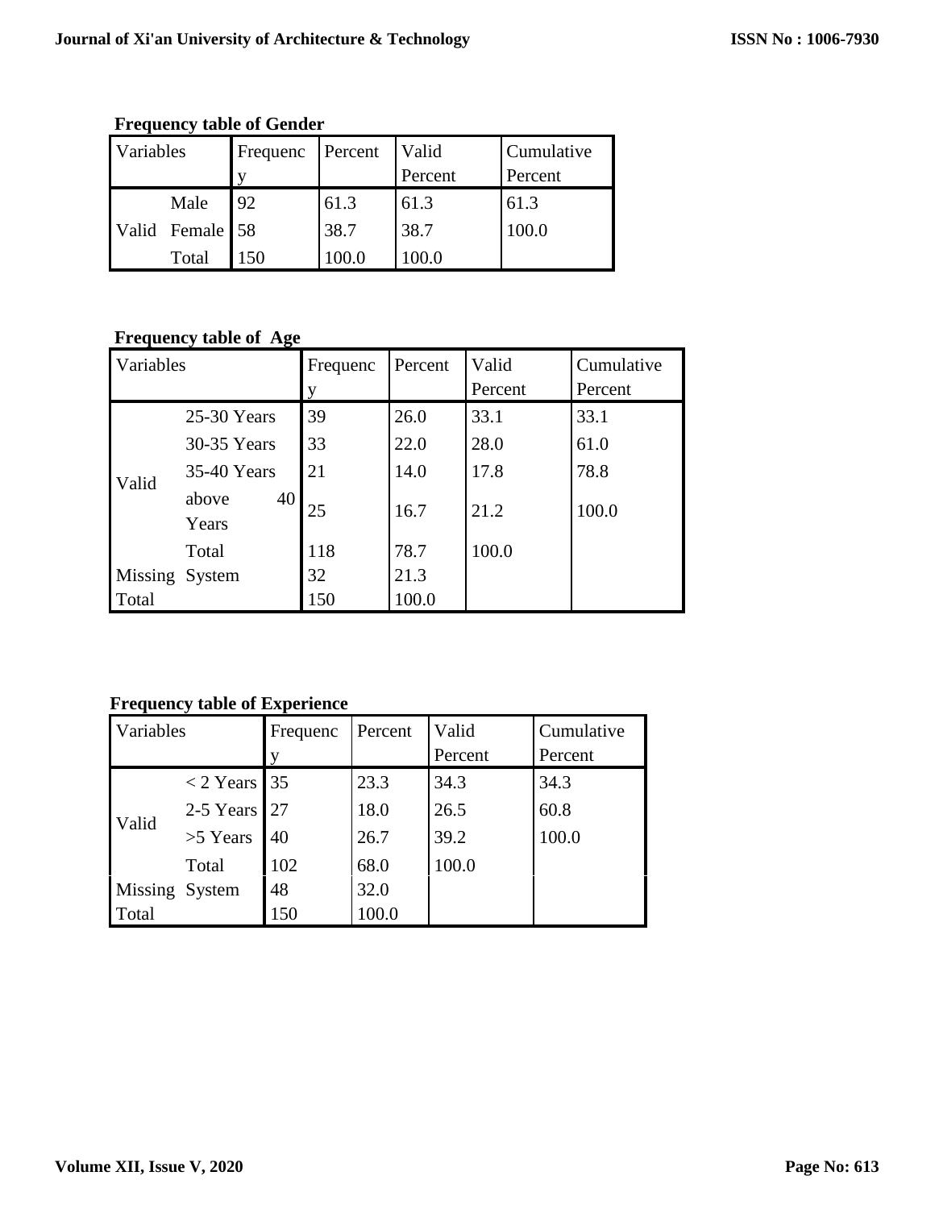**Frequency table of Gender**

| Variables | | Frequency | Percent | Valid Percent | Cumulative Percent |
|---|---|---|---|---|---|
| Valid | Male | 92 | 61.3 | 61.3 | 61.3 |
| | Female | 58 | 38.7 | 38.7 | 100.0 |
| | Total | 150 | 100.0 | 100.0 | |

**Frequency table of Age**

| Variables | | Frequency | Percent | Valid Percent | Cumulative Percent |
|---|---|---|---|---|---|
| Valid | 25-30 Years | 39 | 26.0 | 33.1 | 33.1 |
| | 30-35 Years | 33 | 22.0 | 28.0 | 61.0 |
| | 35-40 Years | 21 | 14.0 | 17.8 | 78.8 |
| | above 40 Years | 25 | 16.7 | 21.2 | 100.0 |
| | Total | 118 | 78.7 | 100.0 | |
| Missing | System | 32 | 21.3 | | |
| Total | | 150 | 100.0 | | |

**Frequency table of Experience**

| Variables | | Frequency | Percent | Valid Percent | Cumulative Percent |
|---|---|---|---|---|---|
| Valid | < 2 Years | 35 | 23.3 | 34.3 | 34.3 |
| | 2-5 Years | 27 | 18.0 | 26.5 | 60.8 |
| | >5 Years | 40 | 26.7 | 39.2 | 100.0 |
| | Total | 102 | 68.0 | 100.0 | |
| Missing | System | 48 | 32.0 | | |
| Total | | 150 | 100.0 | | |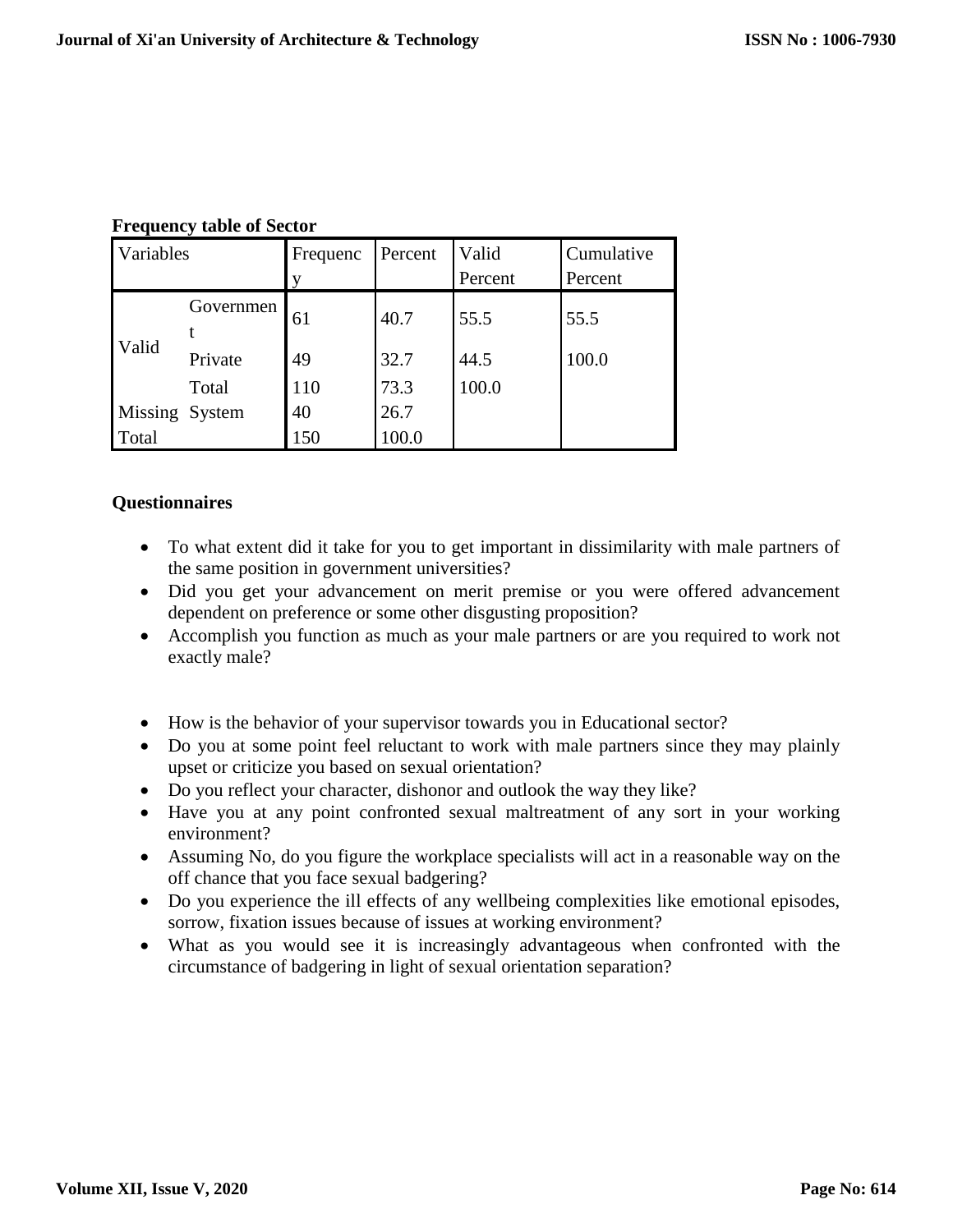**Frequency table of Sector**

| Variables | | Frequency | Percent | Valid Percent | Cumulative Percent |
|---|---|---|---|---|---|
| Valid | Government | 61 | 40.7 | 55.5 | 55.5 |
| | Private | 49 | 32.7 | 44.5 | 100.0 |
| | Total | 110 | 73.3 | 100.0 | |
| Missing | System | 40 | 26.7 | | |
| Total | | 150 | 100.0 | | |

**Questionnaires**

- To what extent did it take for you to get important in dissimilarity with male partners of the same position in government universities?
- Did you get your advancement on merit premise or you were offered advancement dependent on preference or some other disgusting proposition?
- Accomplish you function as much as your male partners or are you required to work not exactly male?

- How is the behavior of your supervisor towards you in Educational sector?
- Do you at some point feel reluctant to work with male partners since they may plainly upset or criticize you based on sexual orientation?
- Do you reflect your character, dishonor and outlook the way they like?
- Have you at any point confronted sexual maltreatment of any sort in your working environment?
- Assuming No, do you figure the workplace specialists will act in a reasonable way on the off chance that you face sexual badgering?
- Do you experience the ill effects of any wellbeing complexities like emotional episodes, sorrow, fixation issues because of issues at working environment?
- What as you would see it is increasingly advantageous when confronted with the circumstance of badgering in light of sexual orientation separation?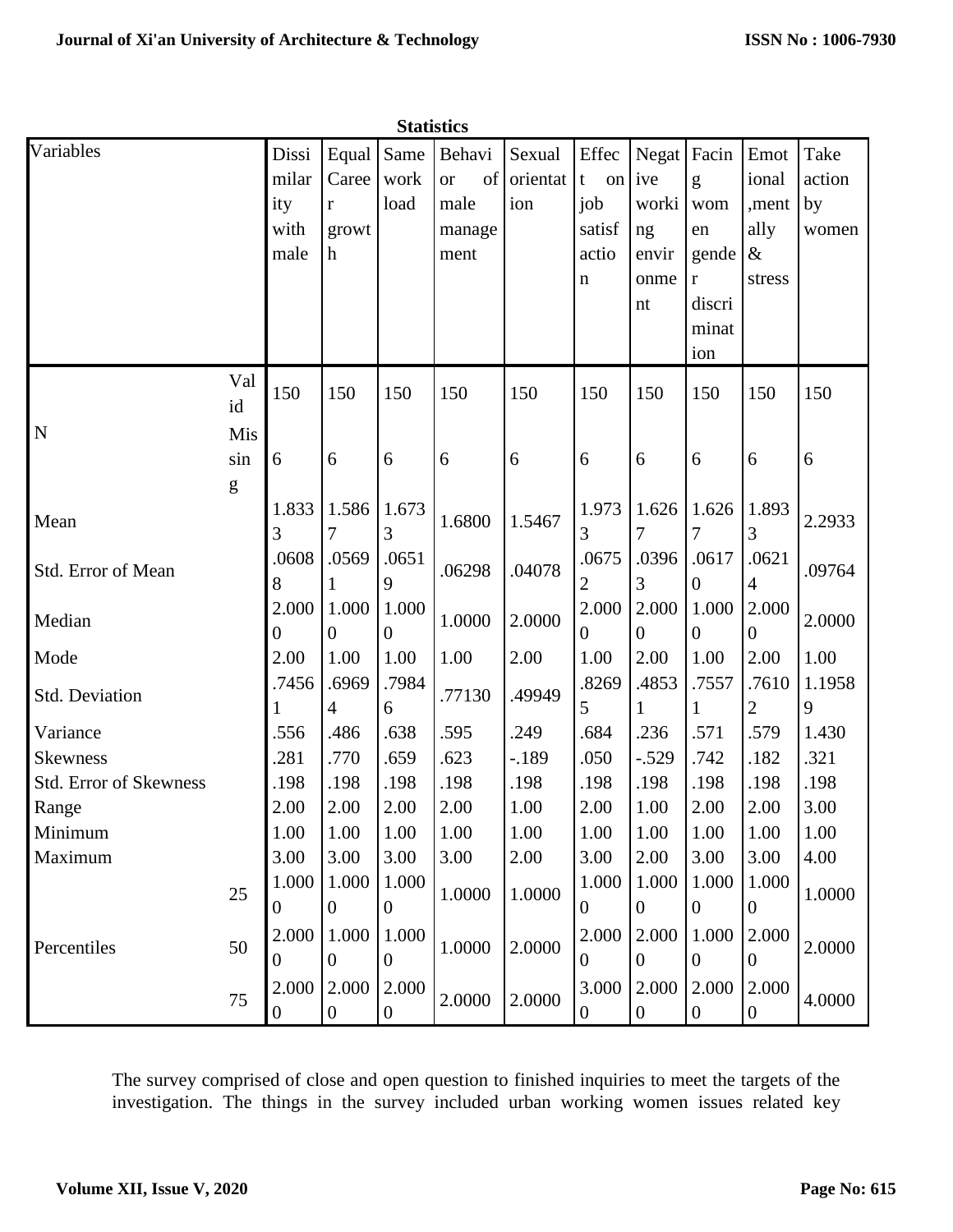**Statistics**

| Variables | | Dissimilarity with male | Equal Career growth | Same work load | Behavior of male management | Sexual orientation | Effect on job satisfaction | Negative working environment | Facing women gender discrimination | Emotional,mentally & stress | Take action by women |
|---|---|---|---|---|---|---|---|---|---|---|---|
| N | Valid | 150 | 150 | 150 | 150 | 150 | 150 | 150 | 150 | 150 | 150 |
| | Missing | 6 | 6 | 6 | 6 | 6 | 6 | 6 | 6 | 6 | 6 |
| Mean | | 1.8333 | 1.5867 | 1.6733 | 1.6800 | 1.5467 | 1.9733 | 1.6267 | 1.6267 | 1.8933 | 2.2933 |
| Std. Error of Mean | | .06088 | .05691 | .06519 | .06298 | .04078 | .06752 | .03963 | .06170 | .06214 | .09764 |
| Median | | 2.0000 | 1.0000 | 1.0000 | 1.0000 | 2.0000 | 2.0000 | 2.0000 | 1.0000 | 2.0000 | 2.0000 |
| Mode | | 2.00 | 1.00 | 1.00 | 1.00 | 2.00 | 1.00 | 2.00 | 1.00 | 2.00 | 1.00 |
| Std. Deviation | | .74561 | .69694 | .79846 | .77130 | .49949 | .82695 | .48531 | .75571 | .76102 | 1.19589 |
| Variance | | .556 | .486 | .638 | .595 | .249 | .684 | .236 | .571 | .579 | 1.430 |
| Skewness | | .281 | .770 | .659 | .623 | -.189 | .050 | -.529 | .742 | .182 | .321 |
| Std. Error of Skewness | | .198 | .198 | .198 | .198 | .198 | .198 | .198 | .198 | .198 | .198 |
| Range | | 2.00 | 2.00 | 2.00 | 2.00 | 1.00 | 2.00 | 1.00 | 2.00 | 2.00 | 3.00 |
| Minimum | | 1.00 | 1.00 | 1.00 | 1.00 | 1.00 | 1.00 | 1.00 | 1.00 | 1.00 | 1.00 |
| Maximum | | 3.00 | 3.00 | 3.00 | 3.00 | 2.00 | 3.00 | 2.00 | 3.00 | 3.00 | 4.00 |
| Percentiles | 25 | 1.0000 | 1.0000 | 1.0000 | 1.0000 | 1.0000 | 1.0000 | 1.0000 | 1.0000 | 1.0000 | 1.0000 |
| | 50 | 2.0000 | 1.0000 | 1.0000 | 1.0000 | 2.0000 | 2.0000 | 2.0000 | 1.0000 | 2.0000 | 2.0000 |
| | 75 | 2.0000 | 2.0000 | 2.0000 | 2.0000 | 2.0000 | 3.0000 | 2.0000 | 2.0000 | 2.0000 | 4.0000 |

The survey comprised of close and open question to finished inquiries to meet the targets of the investigation. The things in the survey included urban working women issues related key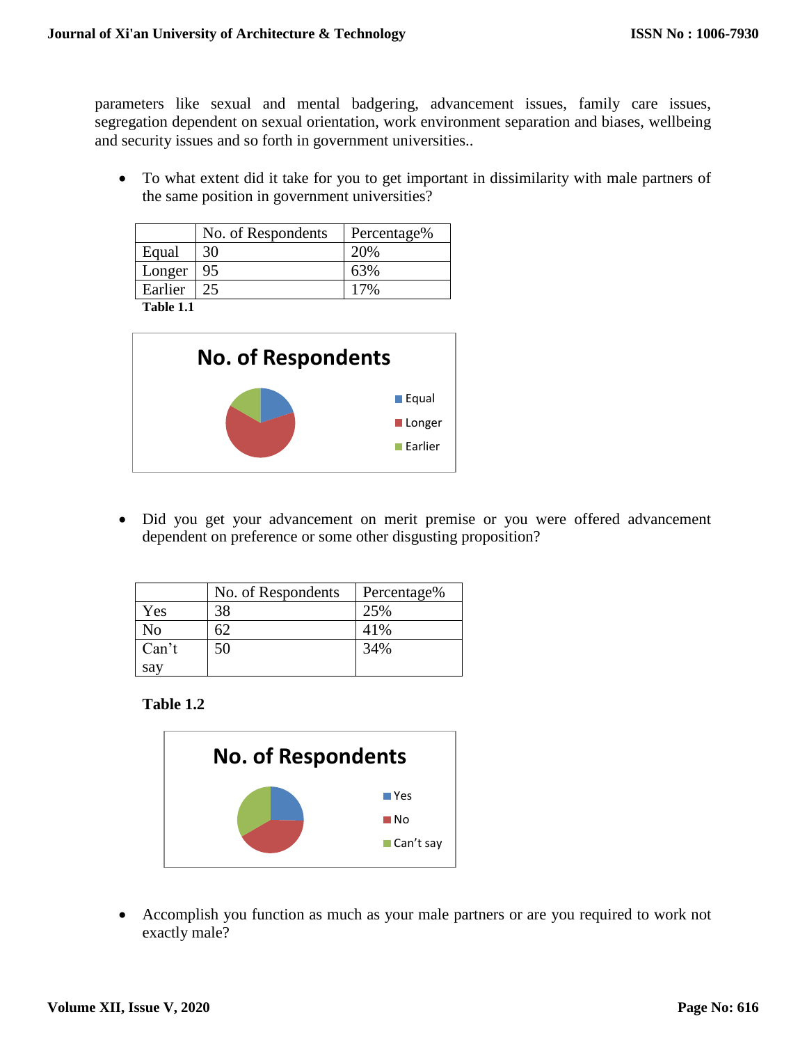parameters like sexual and mental badgering, advancement issues, family care issues, segregation dependent on sexual orientation, work environment separation and biases, wellbeing and security issues and so forth in government universities..

- To what extent did it take for you to get important in dissimilarity with male partners of the same position in government universities?

| | No. of Respondents | Percentage% |
|---|---|---|
| Equal | 30 | 20% |
| Longer | 95 | 63% |
| Earlier | 25 | 17% |

**Table 1.1**

- Did you get your advancement on merit premise or you were offered advancement dependent on preference or some other disgusting proposition?

| | No. of Respondents | Percentage% |
|---|---|---|
| Yes | 38 | 25% |
| No | 62 | 41% |
| Can't say | 50 | 34% |

**Table 1.2**

- Accomplish you function as much as your male partners or are you required to work not exactly male?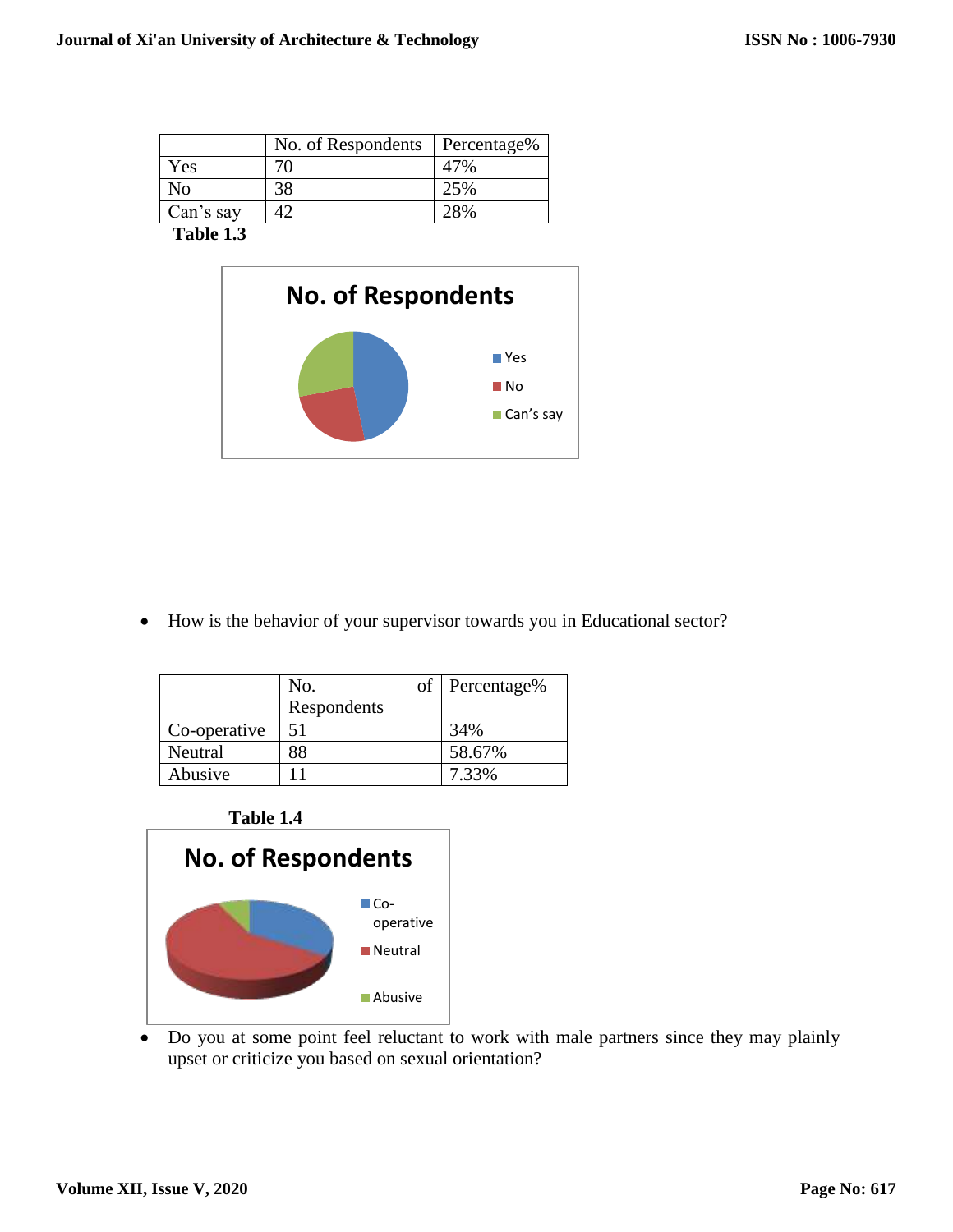| | No. of Respondents | Percentage% |
|---|---|---|
| Yes | 70 | 47% |
| No | 38 | 25% |
| Can's say | 42 | 28% |

**Table 1.3**

- How is the behavior of your supervisor towards you in Educational sector?

| | No. of Respondents | Percentage% |
|---|---|---|
| Co-operative | 51 | 34% |
| Neutral | 88 | 58.67% |
| Abusive | 11 | 7.33% |

**Table 1.4**

- Do you at some point feel reluctant to work with male partners since they may plainly upset or criticize you based on sexual orientation?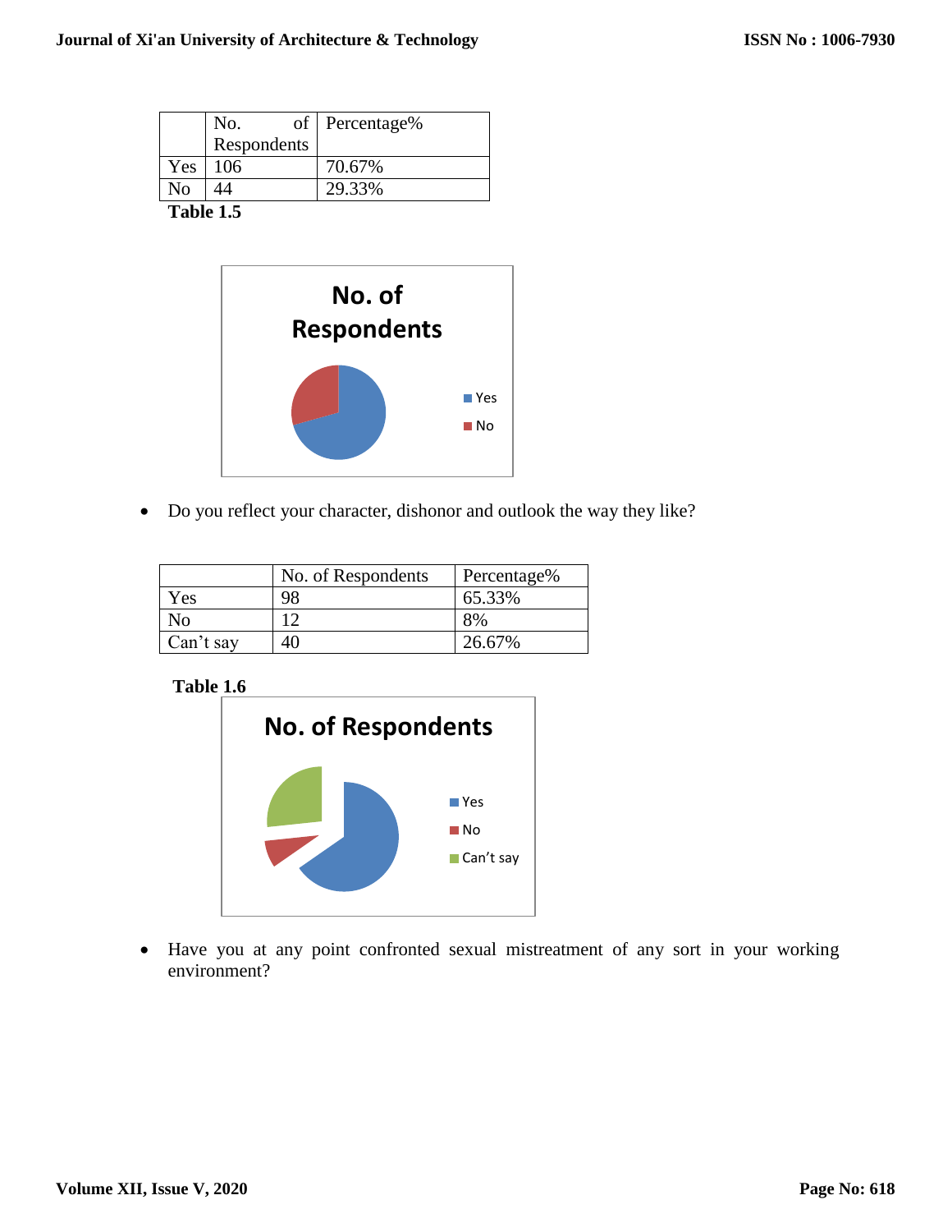| | No. of Respondents | Percentage% |
|---|---|---|
| Yes | 106 | 70.67% |
| No | 44 | 29.33% |

**Table 1.5**

- Do you reflect your character, dishonor and outlook the way they like?

| | No. of Respondents | Percentage% |
|---|---|---|
| Yes | 98 | 65.33% |
| No | 12 | 8% |
| Can't say | 40 | 26.67% |

**Table 1.6**

- Have you at any point confronted sexual mistreatment of any sort in your working environment?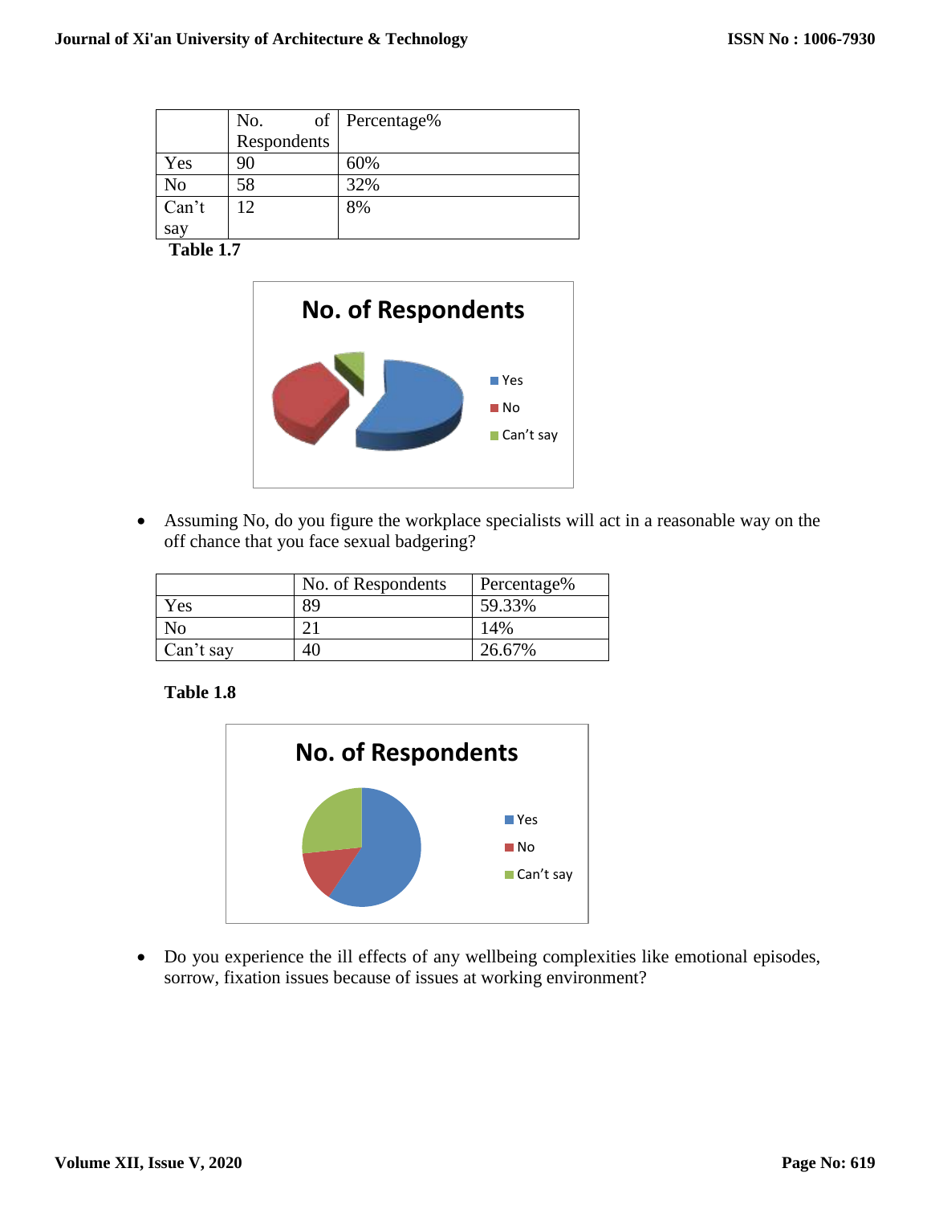| | No. of Respondents | Percentage% |
|---|---|---|
| Yes | 90 | 60% |
| No | 58 | 32% |
| Can't say | 12 | 8% |

**Table 1.7**

- Assuming No, do you figure the workplace specialists will act in a reasonable way on the off chance that you face sexual badgering?

| | No. of Respondents | Percentage% |
|---|---|---|
| Yes | 89 | 59.33% |
| No | 21 | 14% |
| Can't say | 40 | 26.67% |

**Table 1.8**

- Do you experience the ill effects of any wellbeing complexities like emotional episodes, sorrow, fixation issues because of issues at working environment?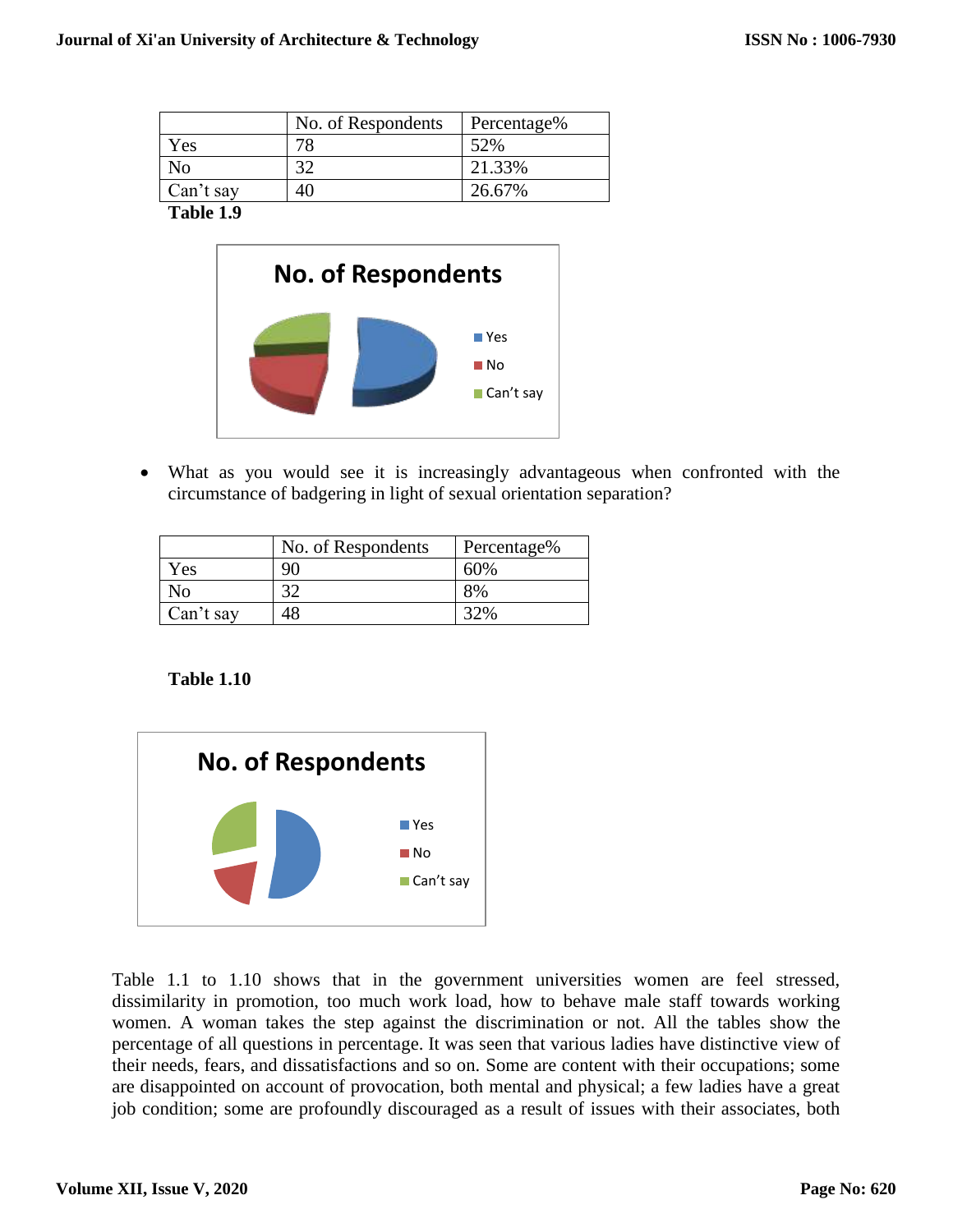|  | No. of Respondents | Percentage% |
|---|---|---|
| Yes | 78 | 52% |
| No | 32 | 21.33% |
| Can’t say | 40 | 26.67% |

**Table 1.9**

- What as you would see it is increasingly advantageous when confronted with the circumstance of badgering in light of sexual orientation separation?

|  | No. of Respondents | Percentage% |
|---|---|---|
| Yes | 90 | 60% |
| No | 32 | 8% |
| Can’t say | 48 | 32% |

**Table 1.10**

Table 1.1 to 1.10 shows that in the government universities women are feel stressed, dissimilarity in promotion, too much work load, how to behave male staff towards working women. A woman takes the step against the discrimination or not. All the tables show the percentage of all questions in percentage. It was seen that various ladies have distinctive view of their needs, fears, and dissatisfactions and so on. Some are content with their occupations; some are disappointed on account of provocation, both mental and physical; a few ladies have a great job condition; some are profoundly discouraged as a result of issues with their associates, both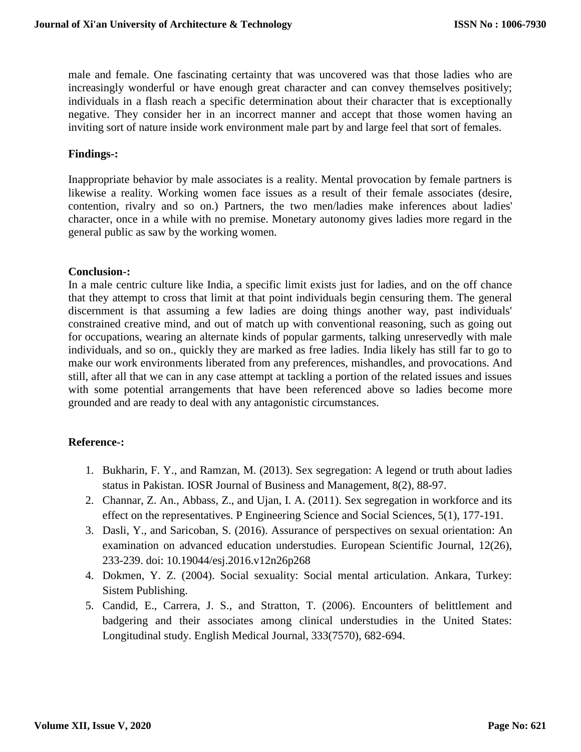male and female. One fascinating certainty that was uncovered was that those ladies who are increasingly wonderful or have enough great character and can convey themselves positively; individuals in a flash reach a specific determination about their character that is exceptionally negative. They consider her in an incorrect manner and accept that those women having an inviting sort of nature inside work environment male part by and large feel that sort of females.

**Findings-:**

Inappropriate behavior by male associates is a reality. Mental provocation by female partners is likewise a reality. Working women face issues as a result of their female associates (desire, contention, rivalry and so on.) Partners, the two men/ladies make inferences about ladies' character, once in a while with no premise. Monetary autonomy gives ladies more regard in the general public as saw by the working women.

**Conclusion-:**

In a male centric culture like India, a specific limit exists just for ladies, and on the off chance that they attempt to cross that limit at that point individuals begin censuring them. The general discernment is that assuming a few ladies are doing things another way, past individuals' constrained creative mind, and out of match up with conventional reasoning, such as going out for occupations, wearing an alternate kinds of popular garments, talking unreservedly with male individuals, and so on., quickly they are marked as free ladies. India likely has still far to go to make our work environments liberated from any preferences, mishandles, and provocations. And still, after all that we can in any case attempt at tackling a portion of the related issues and issues with some potential arrangements that have been referenced above so ladies become more grounded and are ready to deal with any antagonistic circumstances.

**Reference-:**

1. Bukharin, F. Y., and Ramzan, M. (2013). Sex segregation: A legend or truth about ladies status in Pakistan. IOSR Journal of Business and Management, 8(2), 88-97.
2. Channar, Z. An., Abbass, Z., and Ujan, I. A. (2011). Sex segregation in workforce and its effect on the representatives. P Engineering Science and Social Sciences, 5(1), 177-191.
3. Dasli, Y., and Saricoban, S. (2016). Assurance of perspectives on sexual orientation: An examination on advanced education understudies. European Scientific Journal, 12(26), 233-239. doi: 10.19044/esj.2016.v12n26p268
4. Dokmen, Y. Z. (2004). Social sexuality: Social mental articulation. Ankara, Turkey: Sistem Publishing.
5. Candid, E., Carrera, J. S., and Stratton, T. (2006). Encounters of belittlement and badgering and their associates among clinical understudies in the United States: Longitudinal study. English Medical Journal, 333(7570), 682-694.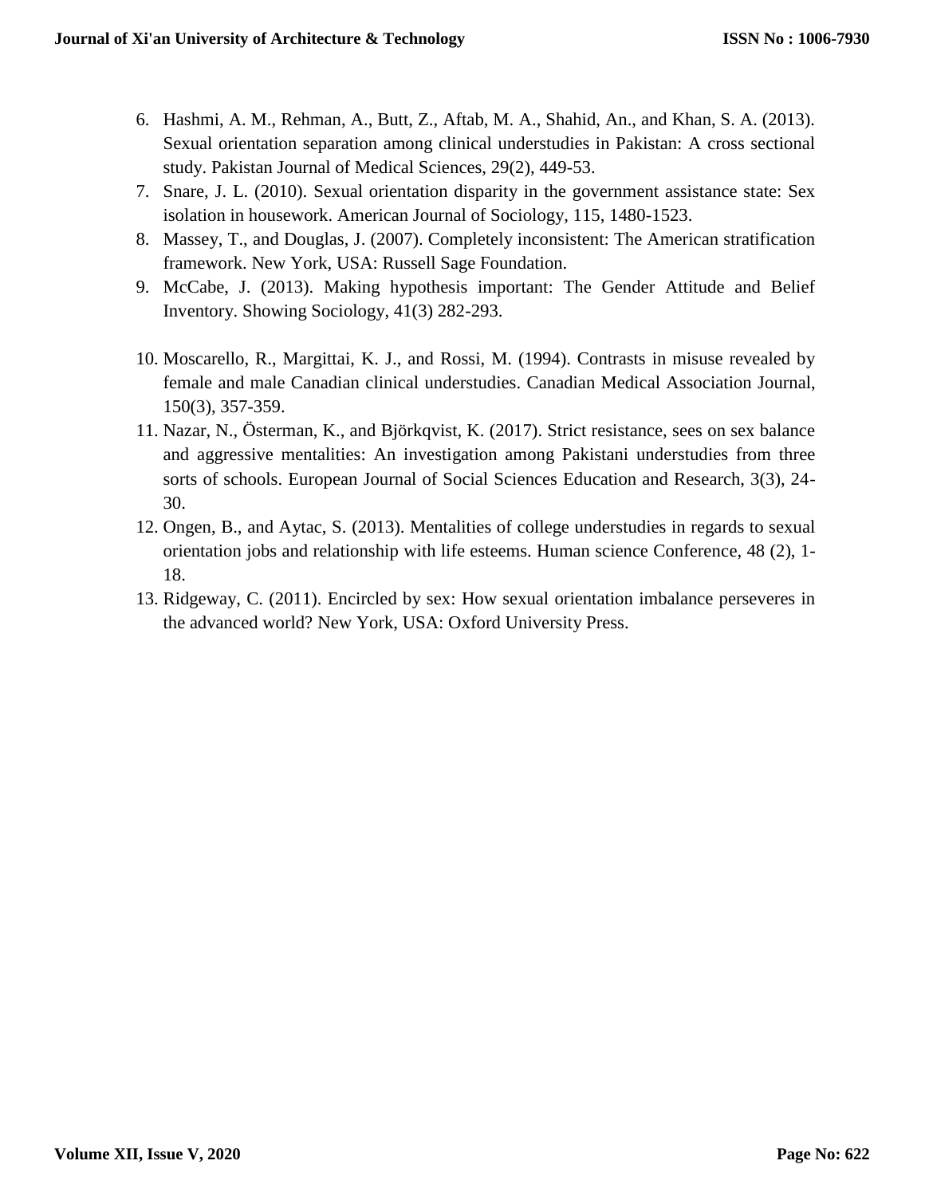6. Hashmi, A. M., Rehman, A., Butt, Z., Aftab, M. A., Shahid, An., and Khan, S. A. (2013). Sexual orientation separation among clinical understudies in Pakistan: A cross sectional study. Pakistan Journal of Medical Sciences, 29(2), 449-53.
7. Snare, J. L. (2010). Sexual orientation disparity in the government assistance state: Sex isolation in housework. American Journal of Sociology, 115, 1480-1523.
8. Massey, T., and Douglas, J. (2007). Completely inconsistent: The American stratification framework. New York, USA: Russell Sage Foundation.
9. McCabe, J. (2013). Making hypothesis important: The Gender Attitude and Belief Inventory. Showing Sociology, 41(3) 282-293.
10. Moscarello, R., Margittai, K. J., and Rossi, M. (1994). Contrasts in misuse revealed by female and male Canadian clinical understudies. Canadian Medical Association Journal, 150(3), 357-359.
11. Nazar, N., Österman, K., and Björkqvist, K. (2017). Strict resistance, sees on sex balance and aggressive mentalities: An investigation among Pakistani understudies from three sorts of schools. European Journal of Social Sciences Education and Research, 3(3), 24-30.
12. Ongen, B., and Aytac, S. (2013). Mentalities of college understudies in regards to sexual orientation jobs and relationship with life esteems. Human science Conference, 48 (2), 1-18.
13. Ridgeway, C. (2011). Encircled by sex: How sexual orientation imbalance perseveres in the advanced world? New York, USA: Oxford University Press.